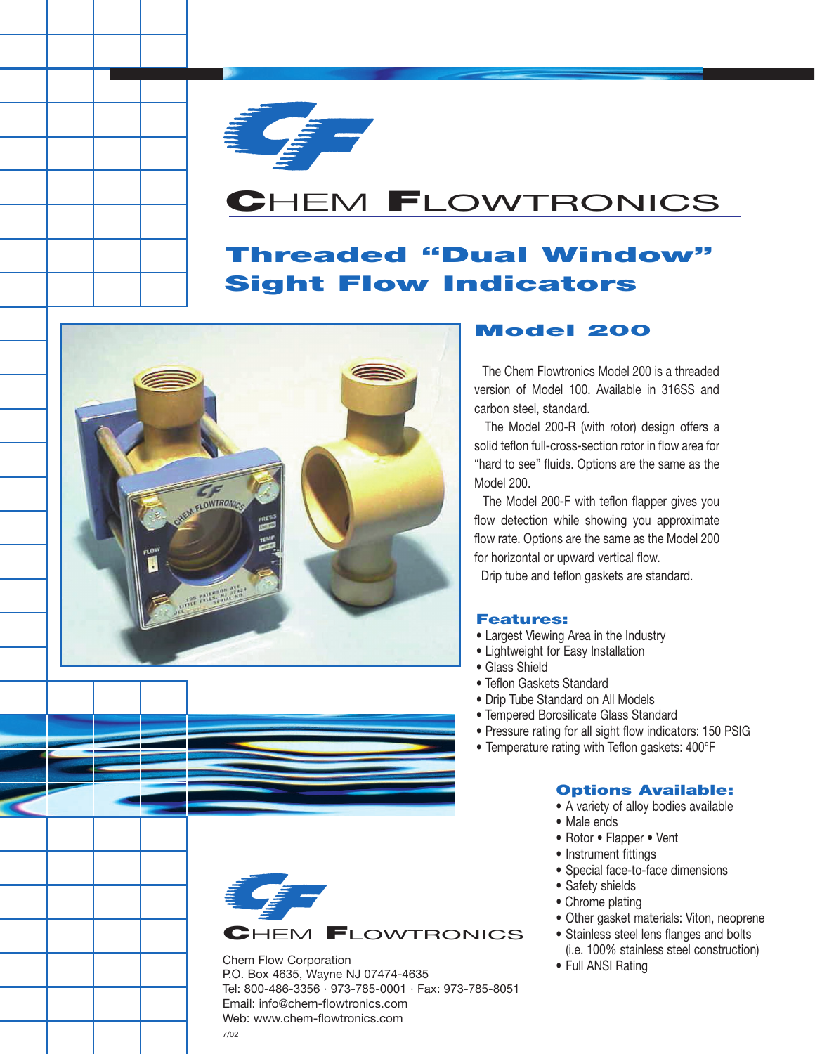# CHEM FLOWTRONICS

## Threaded "Dual Window" Sight Flow Indicators

### Model 200

The Chem Flowtronics Model 200 is a threaded version of Model 100. Available in 316SS and carbon steel, standard.

The Model 200-R (with rotor) design offers a solid teflon full-cross-section rotor in flow area for "hard to see" fluids. Options are the same as the Model 200.

The Model 200-F with teflon flapper gives you flow detection while showing you approximate flow rate. Options are the same as the Model 200 for horizontal or upward vertical flow.

Drip tube and teflon gaskets are standard.

### Features:

- Largest Viewing Area in the Industry
- Lightweight for Easy Installation
- Glass Shield
- Teflon Gaskets Standard
- Drip Tube Standard on All Models
- Tempered Borosilicate Glass Standard
- Pressure rating for all sight flow indicators: 150 PSIG
- Temperature rating with Teflon gaskets: 400°F

### Options Available:

- A variety of alloy bodies available
- Male ends
- Rotor • Flapper • Vent
- Instrument fittings
- Special face-to-face dimensions
- Safety shields
- Chrome plating
- Other gasket materials: Viton, neoprene
- Stainless steel lens flanges and bolts (i.e. 100% stainless steel construction)
- Full ANSI Rating

CHEM FLOWTRONICS

Chem Flow Corporation
P.O. Box 4635, Wayne NJ 07474-4635
Tel: 800-486-3356 · 973-785-0001 · Fax: 973-785-8051
Email: info@chem-flowtronics.com
Web: www.chem-flowtronics.com

7/02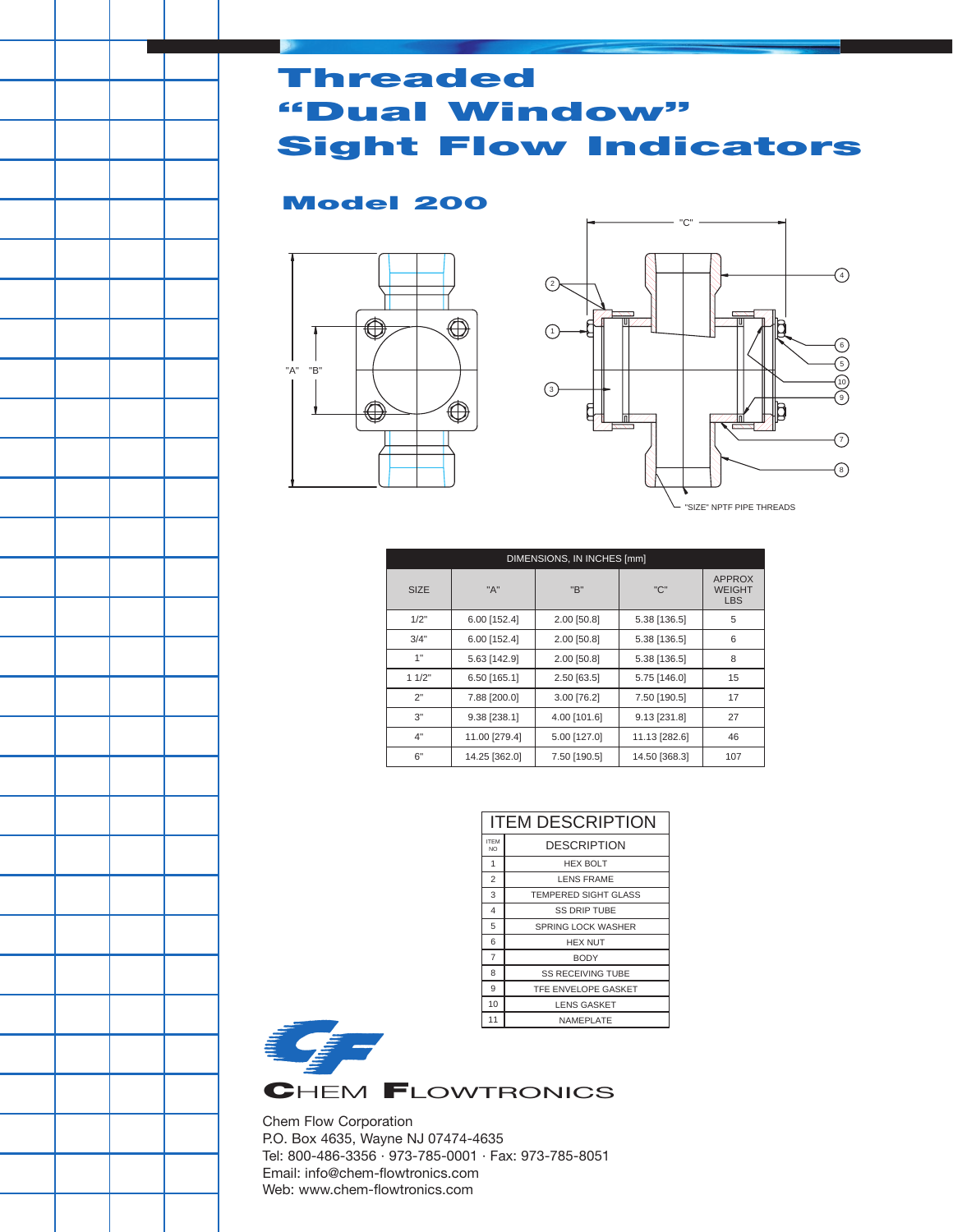# Threaded "Dual Window" Sight Flow Indicators

## Model 200

"C"

"A" "B"

"SIZE" NPTF PIPE THREADS

| DIMENSIONS, IN INCHES [mm] | | | | |
|---|---|---|---|---|
| SIZE | "A" | "B" | "C" | APPROX WEIGHT LBS |
| 1/2" | 6.00 [152.4] | 2.00 [50.8] | 5.38 [136.5] | 5 |
| 3/4" | 6.00 [152.4] | 2.00 [50.8] | 5.38 [136.5] | 6 |
| 1" | 5.63 [142.9] | 2.00 [50.8] | 5.38 [136.5] | 8 |
| 1 1/2" | 6.50 [165.1] | 2.50 [63.5] | 5.75 [146.0] | 15 |
| 2" | 7.88 [200.0] | 3.00 [76.2] | 7.50 [190.5] | 17 |
| 3" | 9.38 [238.1] | 4.00 [101.6] | 9.13 [231.8] | 27 |
| 4" | 11.00 [279.4] | 5.00 [127.0] | 11.13 [282.6] | 46 |
| 6" | 14.25 [362.0] | 7.50 [190.5] | 14.50 [368.3] | 107 |

| ITEM DESCRIPTION | |
|---|---|
| ITEM NO | DESCRIPTION |
| 1 | HEX BOLT |
| 2 | LENS FRAME |
| 3 | TEMPERED SIGHT GLASS |
| 4 | SS DRIP TUBE |
| 5 | SPRING LOCK WASHER |
| 6 | HEX NUT |
| 7 | BODY |
| 8 | SS RECEIVING TUBE |
| 9 | TFE ENVELOPE GASKET |
| 10 | LENS GASKET |
| 11 | NAMEPLATE |

CHEM FLOWTRONICS

Chem Flow Corporation
P.O. Box 4635, Wayne NJ 07474-4635
Tel: 800-486-3356 · 973-785-0001 · Fax: 973-785-8051
Email: info@chem-flowtronics.com
Web: www.chem-flowtronics.com